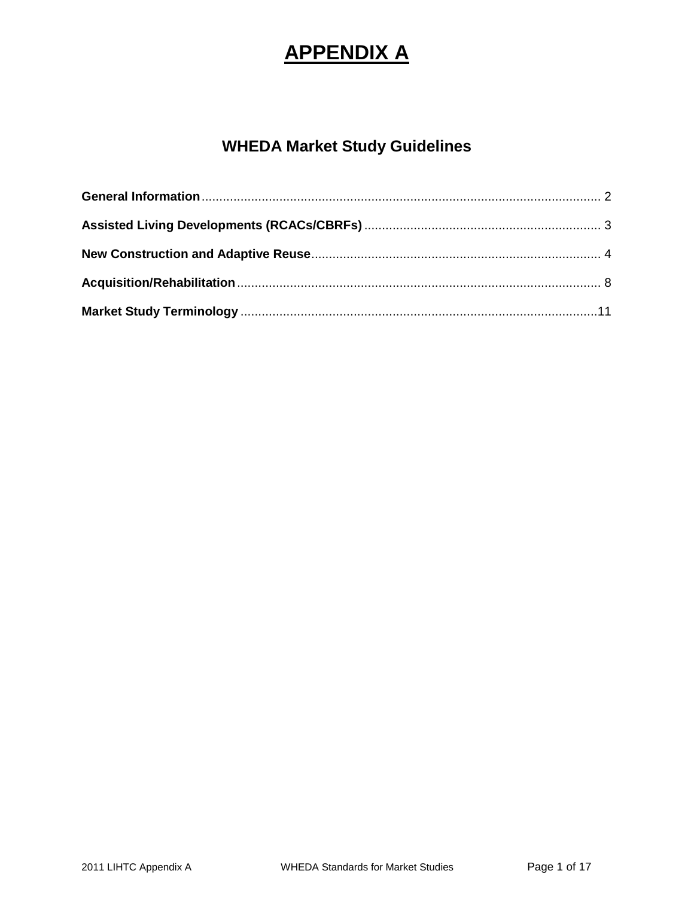# APPENDIX A

## WHEDA Market Study Guidelines

**General Information** ................................................................................................................ 2

**Assisted Living Developments (RCACs/CBRFs)** .................................................................. 3

**New Construction and Adaptive Reuse** ................................................................................. 4

**Acquisition/Rehabilitation** ...................................................................................................... 8

**Market Study Terminology** ....................................................................................................11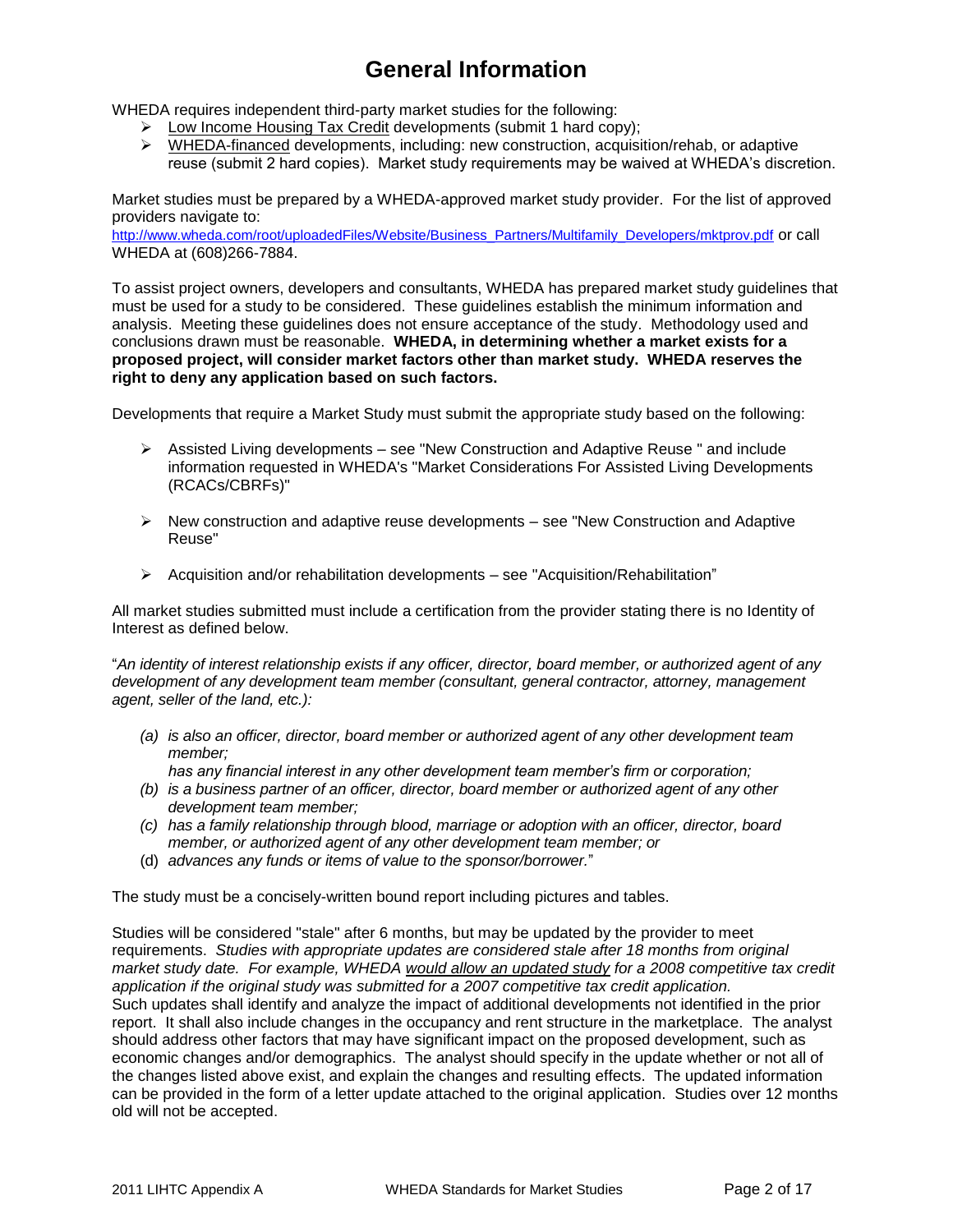# General Information

WHEDA requires independent third-party market studies for the following:

- Low Income Housing Tax Credit developments (submit 1 hard copy);
- WHEDA-financed developments, including: new construction, acquisition/rehab, or adaptive reuse (submit 2 hard copies). Market study requirements may be waived at WHEDA's discretion.

Market studies must be prepared by a WHEDA-approved market study provider. For the list of approved providers navigate to: http://www.wheda.com/root/uploadedFiles/Website/Business_Partners/Multifamily_Developers/mktprov.pdf or call WHEDA at (608)266-7884.

To assist project owners, developers and consultants, WHEDA has prepared market study guidelines that must be used for a study to be considered. These guidelines establish the minimum information and analysis. Meeting these guidelines does not ensure acceptance of the study. Methodology used and conclusions drawn must be reasonable. **WHEDA, in determining whether a market exists for a proposed project, will consider market factors other than market study. WHEDA reserves the right to deny any application based on such factors.**

Developments that require a Market Study must submit the appropriate study based on the following:

- Assisted Living developments – see "New Construction and Adaptive Reuse " and include information requested in WHEDA's "Market Considerations For Assisted Living Developments (RCACs/CBRFs)"

- New construction and adaptive reuse developments – see "New Construction and Adaptive Reuse"

- Acquisition and/or rehabilitation developments – see "Acquisition/Rehabilitation"

All market studies submitted must include a certification from the provider stating there is no Identity of Interest as defined below.

"*An identity of interest relationship exists if any officer, director, board member, or authorized agent of any development of any development team member (consultant, general contractor, attorney, management agent, seller of the land, etc.):*

- (a) *is also an officer, director, board member or authorized agent of any other development team member;*
  *has any financial interest in any other development team member's firm or corporation;*
- (b) *is a business partner of an officer, director, board member or authorized agent of any other development team member;*
- (c) *has a family relationship through blood, marriage or adoption with an officer, director, board member, or authorized agent of any other development team member; or*
- (d) *advances any funds or items of value to the sponsor/borrower.*"

The study must be a concisely-written bound report including pictures and tables.

Studies will be considered "stale" after 6 months, but may be updated by the provider to meet requirements. *Studies with appropriate updates are considered stale after 18 months from original market study date. For example, WHEDA would allow an updated study for a 2008 competitive tax credit application if the original study was submitted for a 2007 competitive tax credit application.*
Such updates shall identify and analyze the impact of additional developments not identified in the prior report. It shall also include changes in the occupancy and rent structure in the marketplace. The analyst should address other factors that may have significant impact on the proposed development, such as economic changes and/or demographics. The analyst should specify in the update whether or not all of the changes listed above exist, and explain the changes and resulting effects. The updated information can be provided in the form of a letter update attached to the original application. Studies over 12 months old will not be accepted.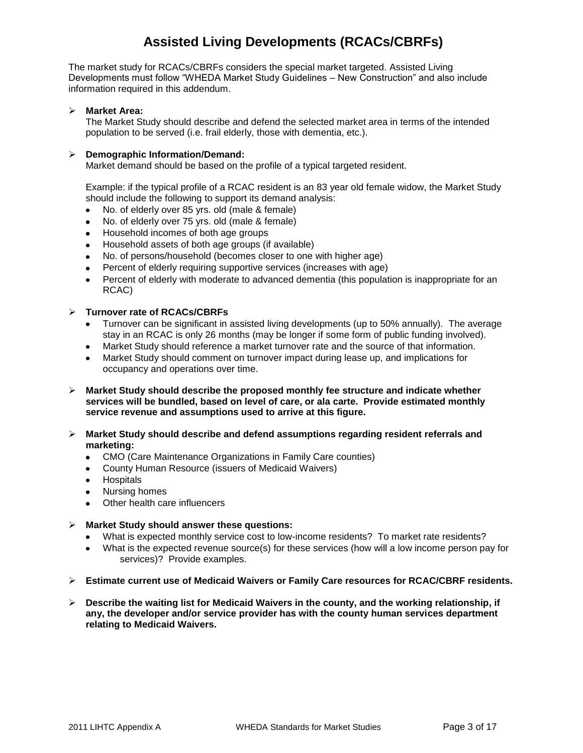# Assisted Living Developments (RCACs/CBRFs)

The market study for RCACs/CBRFs considers the special market targeted. Assisted Living Developments must follow "WHEDA Market Study Guidelines – New Construction" and also include information required in this addendum.

- **Market Area:**
  The Market Study should describe and defend the selected market area in terms of the intended population to be served (i.e. frail elderly, those with dementia, etc.).

- **Demographic Information/Demand:**
  Market demand should be based on the profile of a typical targeted resident.

  Example: if the typical profile of a RCAC resident is an 83 year old female widow, the Market Study should include the following to support its demand analysis:
  - No. of elderly over 85 yrs. old (male & female)
  - No. of elderly over 75 yrs. old (male & female)
  - Household incomes of both age groups
  - Household assets of both age groups (if available)
  - No. of persons/household (becomes closer to one with higher age)
  - Percent of elderly requiring supportive services (increases with age)
  - Percent of elderly with moderate to advanced dementia (this population is inappropriate for an RCAC)

- **Turnover rate of RCACs/CBRFs**
  - Turnover can be significant in assisted living developments (up to 50% annually). The average stay in an RCAC is only 26 months (may be longer if some form of public funding involved).
  - Market Study should reference a market turnover rate and the source of that information.
  - Market Study should comment on turnover impact during lease up, and implications for occupancy and operations over time.

- **Market Study should describe the proposed monthly fee structure and indicate whether services will be bundled, based on level of care, or ala carte. Provide estimated monthly service revenue and assumptions used to arrive at this figure.**

- **Market Study should describe and defend assumptions regarding resident referrals and marketing:**
  - CMO (Care Maintenance Organizations in Family Care counties)
  - County Human Resource (issuers of Medicaid Waivers)
  - Hospitals
  - Nursing homes
  - Other health care influencers

- **Market Study should answer these questions:**
  - What is expected monthly service cost to low-income residents? To market rate residents?
  - What is the expected revenue source(s) for these services (how will a low income person pay for services)? Provide examples.

- **Estimate current use of Medicaid Waivers or Family Care resources for RCAC/CBRF residents.**

- **Describe the waiting list for Medicaid Waivers in the county, and the working relationship, if any, the developer and/or service provider has with the county human services department relating to Medicaid Waivers.**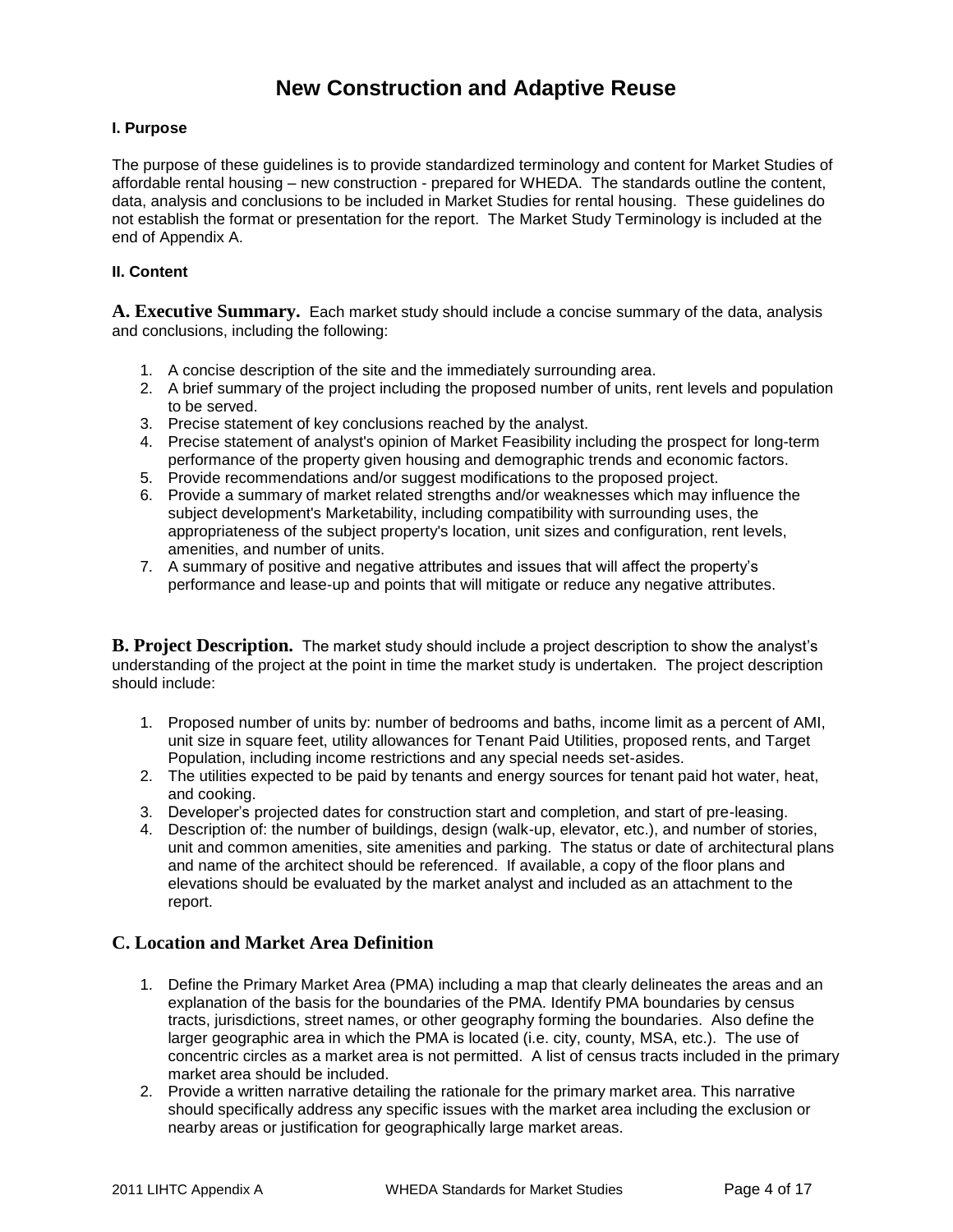# New Construction and Adaptive Reuse

**I. Purpose**

The purpose of these guidelines is to provide standardized terminology and content for Market Studies of affordable rental housing – new construction - prepared for WHEDA. The standards outline the content, data, analysis and conclusions to be included in Market Studies for rental housing. These guidelines do not establish the format or presentation for the report. The Market Study Terminology is included at the end of Appendix A.

**II. Content**

**A. Executive Summary.** Each market study should include a concise summary of the data, analysis and conclusions, including the following:

1. A concise description of the site and the immediately surrounding area.
2. A brief summary of the project including the proposed number of units, rent levels and population to be served.
3. Precise statement of key conclusions reached by the analyst.
4. Precise statement of analyst's opinion of Market Feasibility including the prospect for long-term performance of the property given housing and demographic trends and economic factors.
5. Provide recommendations and/or suggest modifications to the proposed project.
6. Provide a summary of market related strengths and/or weaknesses which may influence the subject development's Marketability, including compatibility with surrounding uses, the appropriateness of the subject property's location, unit sizes and configuration, rent levels, amenities, and number of units.
7. A summary of positive and negative attributes and issues that will affect the property's performance and lease-up and points that will mitigate or reduce any negative attributes.

**B. Project Description.** The market study should include a project description to show the analyst's understanding of the project at the point in time the market study is undertaken. The project description should include:

1. Proposed number of units by: number of bedrooms and baths, income limit as a percent of AMI, unit size in square feet, utility allowances for Tenant Paid Utilities, proposed rents, and Target Population, including income restrictions and any special needs set-asides.
2. The utilities expected to be paid by tenants and energy sources for tenant paid hot water, heat, and cooking.
3. Developer's projected dates for construction start and completion, and start of pre-leasing.
4. Description of: the number of buildings, design (walk-up, elevator, etc.), and number of stories, unit and common amenities, site amenities and parking. The status or date of architectural plans and name of the architect should be referenced. If available, a copy of the floor plans and elevations should be evaluated by the market analyst and included as an attachment to the report.

## C. Location and Market Area Definition

1. Define the Primary Market Area (PMA) including a map that clearly delineates the areas and an explanation of the basis for the boundaries of the PMA. Identify PMA boundaries by census tracts, jurisdictions, street names, or other geography forming the boundaries. Also define the larger geographic area in which the PMA is located (i.e. city, county, MSA, etc.). The use of concentric circles as a market area is not permitted. A list of census tracts included in the primary market area should be included.
2. Provide a written narrative detailing the rationale for the primary market area. This narrative should specifically address any specific issues with the market area including the exclusion or nearby areas or justification for geographically large market areas.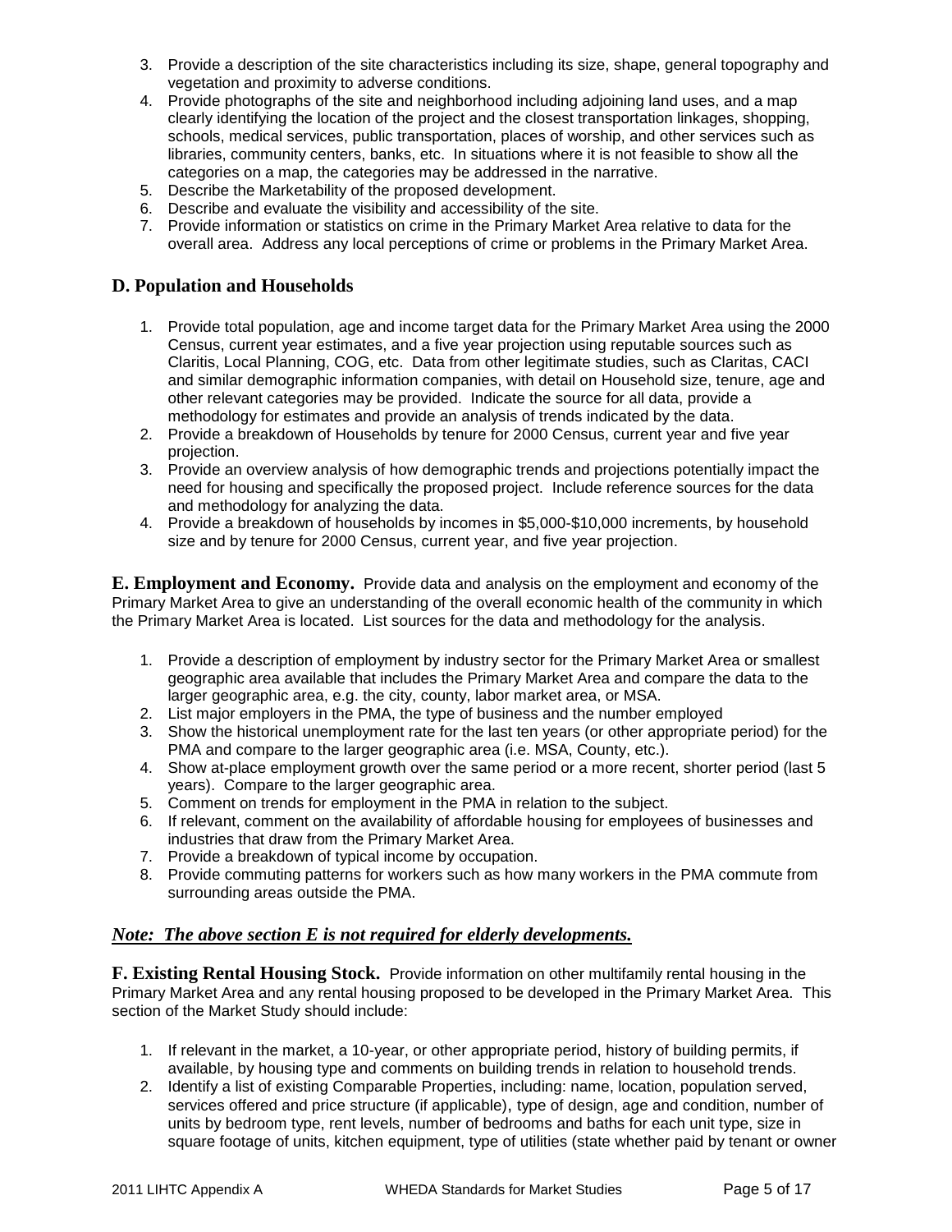3. Provide a description of the site characteristics including its size, shape, general topography and vegetation and proximity to adverse conditions.
4. Provide photographs of the site and neighborhood including adjoining land uses, and a map clearly identifying the location of the project and the closest transportation linkages, shopping, schools, medical services, public transportation, places of worship, and other services such as libraries, community centers, banks, etc. In situations where it is not feasible to show all the categories on a map, the categories may be addressed in the narrative.
5. Describe the Marketability of the proposed development.
6. Describe and evaluate the visibility and accessibility of the site.
7. Provide information or statistics on crime in the Primary Market Area relative to data for the overall area. Address any local perceptions of crime or problems in the Primary Market Area.

## D. Population and Households

1. Provide total population, age and income target data for the Primary Market Area using the 2000 Census, current year estimates, and a five year projection using reputable sources such as Claritis, Local Planning, COG, etc. Data from other legitimate studies, such as Claritas, CACI and similar demographic information companies, with detail on Household size, tenure, age and other relevant categories may be provided. Indicate the source for all data, provide a methodology for estimates and provide an analysis of trends indicated by the data.
2. Provide a breakdown of Households by tenure for 2000 Census, current year and five year projection.
3. Provide an overview analysis of how demographic trends and projections potentially impact the need for housing and specifically the proposed project. Include reference sources for the data and methodology for analyzing the data.
4. Provide a breakdown of households by incomes in $5,000-$10,000 increments, by household size and by tenure for 2000 Census, current year, and five year projection.

**E. Employment and Economy.** Provide data and analysis on the employment and economy of the Primary Market Area to give an understanding of the overall economic health of the community in which the Primary Market Area is located. List sources for the data and methodology for the analysis.

1. Provide a description of employment by industry sector for the Primary Market Area or smallest geographic area available that includes the Primary Market Area and compare the data to the larger geographic area, e.g. the city, county, labor market area, or MSA.
2. List major employers in the PMA, the type of business and the number employed
3. Show the historical unemployment rate for the last ten years (or other appropriate period) for the PMA and compare to the larger geographic area (i.e. MSA, County, etc.).
4. Show at-place employment growth over the same period or a more recent, shorter period (last 5 years). Compare to the larger geographic area.
5. Comment on trends for employment in the PMA in relation to the subject.
6. If relevant, comment on the availability of affordable housing for employees of businesses and industries that draw from the Primary Market Area.
7. Provide a breakdown of typical income by occupation.
8. Provide commuting patterns for workers such as how many workers in the PMA commute from surrounding areas outside the PMA.

***Note: The above section E is not required for elderly developments.***

**F. Existing Rental Housing Stock.** Provide information on other multifamily rental housing in the Primary Market Area and any rental housing proposed to be developed in the Primary Market Area. This section of the Market Study should include:

1. If relevant in the market, a 10-year, or other appropriate period, history of building permits, if available, by housing type and comments on building trends in relation to household trends.
2. Identify a list of existing Comparable Properties, including: name, location, population served, services offered and price structure (if applicable), type of design, age and condition, number of units by bedroom type, rent levels, number of bedrooms and baths for each unit type, size in square footage of units, kitchen equipment, type of utilities (state whether paid by tenant or owner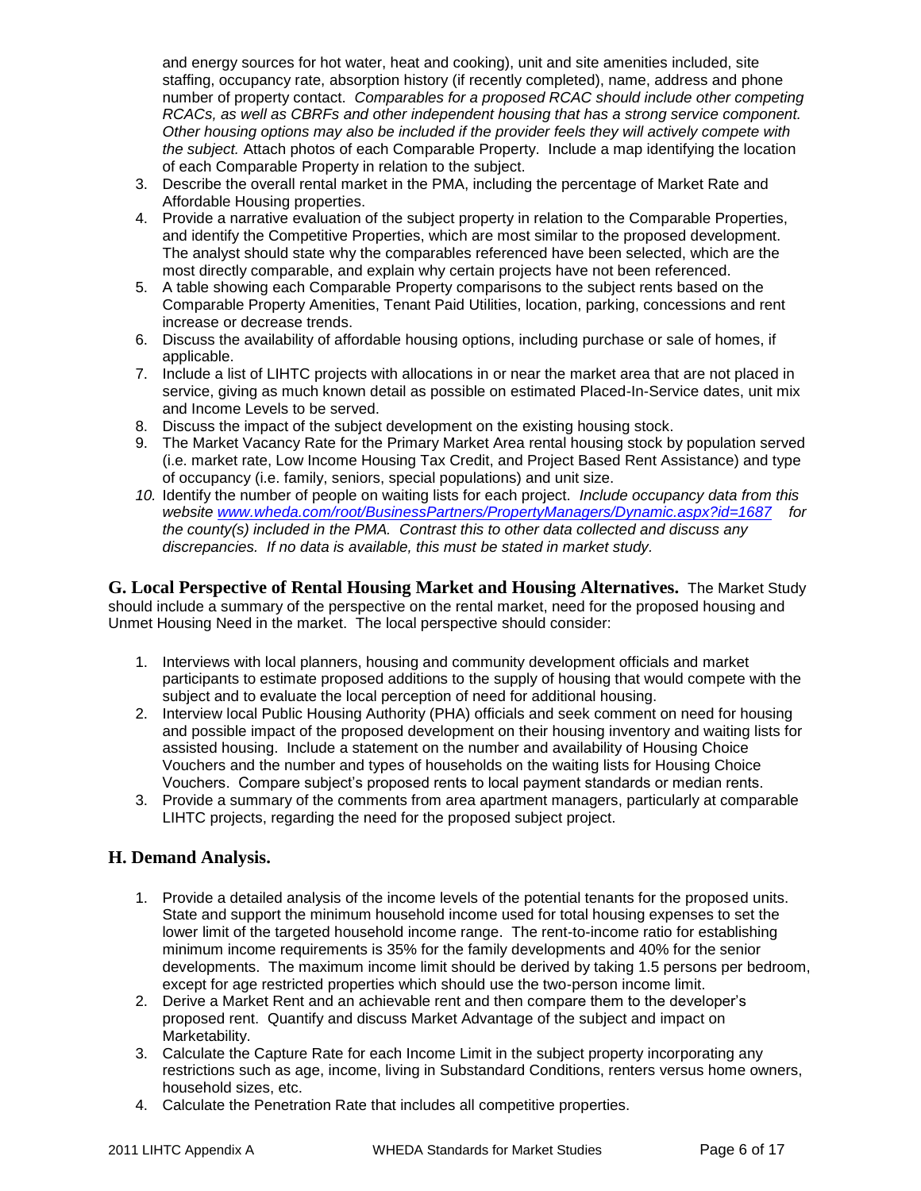and energy sources for hot water, heat and cooking), unit and site amenities included, site staffing, occupancy rate, absorption history (if recently completed), name, address and phone number of property contact. *Comparables for a proposed RCAC should include other competing RCACs, as well as CBRFs and other independent housing that has a strong service component. Other housing options may also be included if the provider feels they will actively compete with the subject.* Attach photos of each Comparable Property. Include a map identifying the location of each Comparable Property in relation to the subject.

3. Describe the overall rental market in the PMA, including the percentage of Market Rate and Affordable Housing properties.
4. Provide a narrative evaluation of the subject property in relation to the Comparable Properties, and identify the Competitive Properties, which are most similar to the proposed development. The analyst should state why the comparables referenced have been selected, which are the most directly comparable, and explain why certain projects have not been referenced.
5. A table showing each Comparable Property comparisons to the subject rents based on the Comparable Property Amenities, Tenant Paid Utilities, location, parking, concessions and rent increase or decrease trends.
6. Discuss the availability of affordable housing options, including purchase or sale of homes, if applicable.
7. Include a list of LIHTC projects with allocations in or near the market area that are not placed in service, giving as much known detail as possible on estimated Placed-In-Service dates, unit mix and Income Levels to be served.
8. Discuss the impact of the subject development on the existing housing stock.
9. The Market Vacancy Rate for the Primary Market Area rental housing stock by population served (i.e. market rate, Low Income Housing Tax Credit, and Project Based Rent Assistance) and type of occupancy (i.e. family, seniors, special populations) and unit size.
10. Identify the number of people on waiting lists for each project. *Include occupancy data from this website [www.wheda.com/root/BusinessPartners/PropertyManagers/Dynamic.aspx?id=1687](www.wheda.com/root/BusinessPartners/PropertyManagers/Dynamic.aspx?id=1687) for the county(s) included in the PMA. Contrast this to other data collected and discuss any discrepancies. If no data is available, this must be stated in market study.*

**G. Local Perspective of Rental Housing Market and Housing Alternatives.** The Market Study should include a summary of the perspective on the rental market, need for the proposed housing and Unmet Housing Need in the market. The local perspective should consider:

1. Interviews with local planners, housing and community development officials and market participants to estimate proposed additions to the supply of housing that would compete with the subject and to evaluate the local perception of need for additional housing.
2. Interview local Public Housing Authority (PHA) officials and seek comment on need for housing and possible impact of the proposed development on their housing inventory and waiting lists for assisted housing. Include a statement on the number and availability of Housing Choice Vouchers and the number and types of households on the waiting lists for Housing Choice Vouchers. Compare subject's proposed rents to local payment standards or median rents.
3. Provide a summary of the comments from area apartment managers, particularly at comparable LIHTC projects, regarding the need for the proposed subject project.

## H. Demand Analysis.

1. Provide a detailed analysis of the income levels of the potential tenants for the proposed units. State and support the minimum household income used for total housing expenses to set the lower limit of the targeted household income range. The rent-to-income ratio for establishing minimum income requirements is 35% for the family developments and 40% for the senior developments. The maximum income limit should be derived by taking 1.5 persons per bedroom, except for age restricted properties which should use the two-person income limit.
2. Derive a Market Rent and an achievable rent and then compare them to the developer's proposed rent. Quantify and discuss Market Advantage of the subject and impact on Marketability.
3. Calculate the Capture Rate for each Income Limit in the subject property incorporating any restrictions such as age, income, living in Substandard Conditions, renters versus home owners, household sizes, etc.
4. Calculate the Penetration Rate that includes all competitive properties.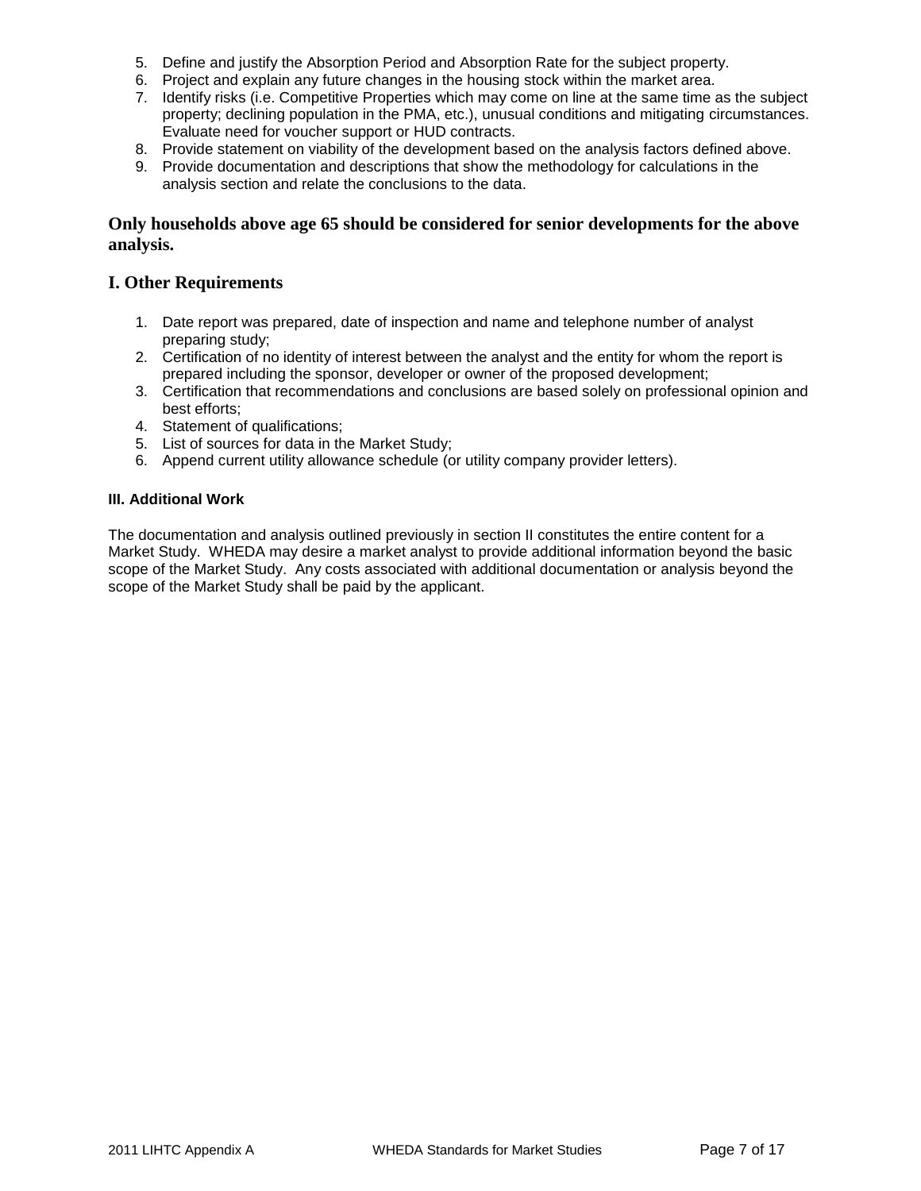5. Define and justify the Absorption Period and Absorption Rate for the subject property.
6. Project and explain any future changes in the housing stock within the market area.
7. Identify risks (i.e. Competitive Properties which may come on line at the same time as the subject property; declining population in the PMA, etc.), unusual conditions and mitigating circumstances. Evaluate need for voucher support or HUD contracts.
8. Provide statement on viability of the development based on the analysis factors defined above.
9. Provide documentation and descriptions that show the methodology for calculations in the analysis section and relate the conclusions to the data.

**Only households above age 65 should be considered for senior developments for the above analysis.**

## I. Other Requirements

1. Date report was prepared, date of inspection and name and telephone number of analyst preparing study;
2. Certification of no identity of interest between the analyst and the entity for whom the report is prepared including the sponsor, developer or owner of the proposed development;
3. Certification that recommendations and conclusions are based solely on professional opinion and best efforts;
4. Statement of qualifications;
5. List of sources for data in the Market Study;
6. Append current utility allowance schedule (or utility company provider letters).

### III. Additional Work

The documentation and analysis outlined previously in section II constitutes the entire content for a Market Study. WHEDA may desire a market analyst to provide additional information beyond the basic scope of the Market Study. Any costs associated with additional documentation or analysis beyond the scope of the Market Study shall be paid by the applicant.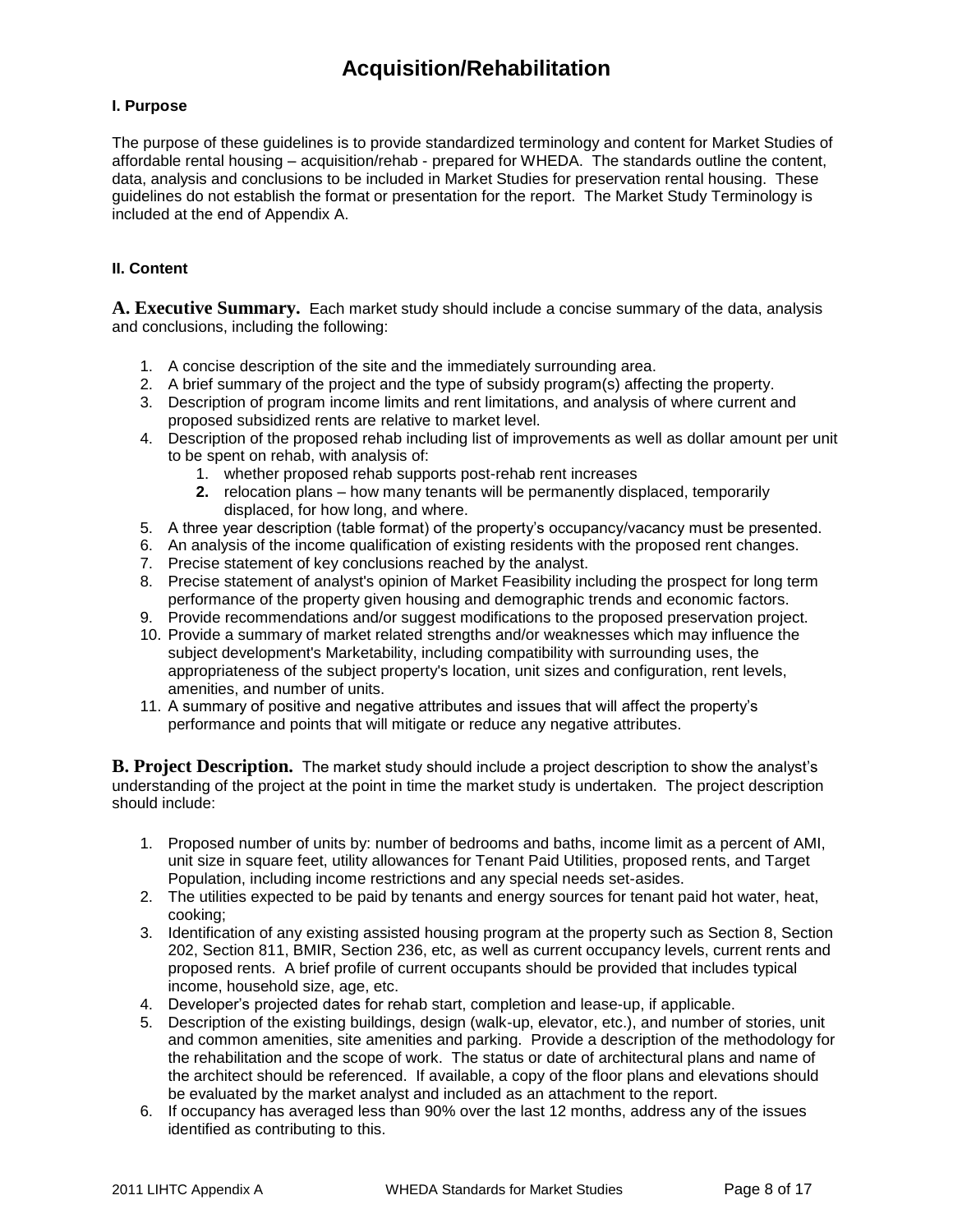# Acquisition/Rehabilitation

**I. Purpose**

The purpose of these guidelines is to provide standardized terminology and content for Market Studies of affordable rental housing – acquisition/rehab - prepared for WHEDA. The standards outline the content, data, analysis and conclusions to be included in Market Studies for preservation rental housing. These guidelines do not establish the format or presentation for the report. The Market Study Terminology is included at the end of Appendix A.

**II. Content**

**A. Executive Summary.** Each market study should include a concise summary of the data, analysis and conclusions, including the following:

1. A concise description of the site and the immediately surrounding area.
2. A brief summary of the project and the type of subsidy program(s) affecting the property.
3. Description of program income limits and rent limitations, and analysis of where current and proposed subsidized rents are relative to market level.
4. Description of the proposed rehab including list of improvements as well as dollar amount per unit to be spent on rehab, with analysis of:
    1. whether proposed rehab supports post-rehab rent increases
    2. relocation plans – how many tenants will be permanently displaced, temporarily displaced, for how long, and where.
5. A three year description (table format) of the property's occupancy/vacancy must be presented.
6. An analysis of the income qualification of existing residents with the proposed rent changes.
7. Precise statement of key conclusions reached by the analyst.
8. Precise statement of analyst's opinion of Market Feasibility including the prospect for long term performance of the property given housing and demographic trends and economic factors.
9. Provide recommendations and/or suggest modifications to the proposed preservation project.
10. Provide a summary of market related strengths and/or weaknesses which may influence the subject development's Marketability, including compatibility with surrounding uses, the appropriateness of the subject property's location, unit sizes and configuration, rent levels, amenities, and number of units.
11. A summary of positive and negative attributes and issues that will affect the property's performance and points that will mitigate or reduce any negative attributes.

**B. Project Description.** The market study should include a project description to show the analyst's understanding of the project at the point in time the market study is undertaken. The project description should include:

1. Proposed number of units by: number of bedrooms and baths, income limit as a percent of AMI, unit size in square feet, utility allowances for Tenant Paid Utilities, proposed rents, and Target Population, including income restrictions and any special needs set-asides.
2. The utilities expected to be paid by tenants and energy sources for tenant paid hot water, heat, cooking;
3. Identification of any existing assisted housing program at the property such as Section 8, Section 202, Section 811, BMIR, Section 236, etc, as well as current occupancy levels, current rents and proposed rents. A brief profile of current occupants should be provided that includes typical income, household size, age, etc.
4. Developer's projected dates for rehab start, completion and lease-up, if applicable.
5. Description of the existing buildings, design (walk-up, elevator, etc.), and number of stories, unit and common amenities, site amenities and parking. Provide a description of the methodology for the rehabilitation and the scope of work. The status or date of architectural plans and name of the architect should be referenced. If available, a copy of the floor plans and elevations should be evaluated by the market analyst and included as an attachment to the report.
6. If occupancy has averaged less than 90% over the last 12 months, address any of the issues identified as contributing to this.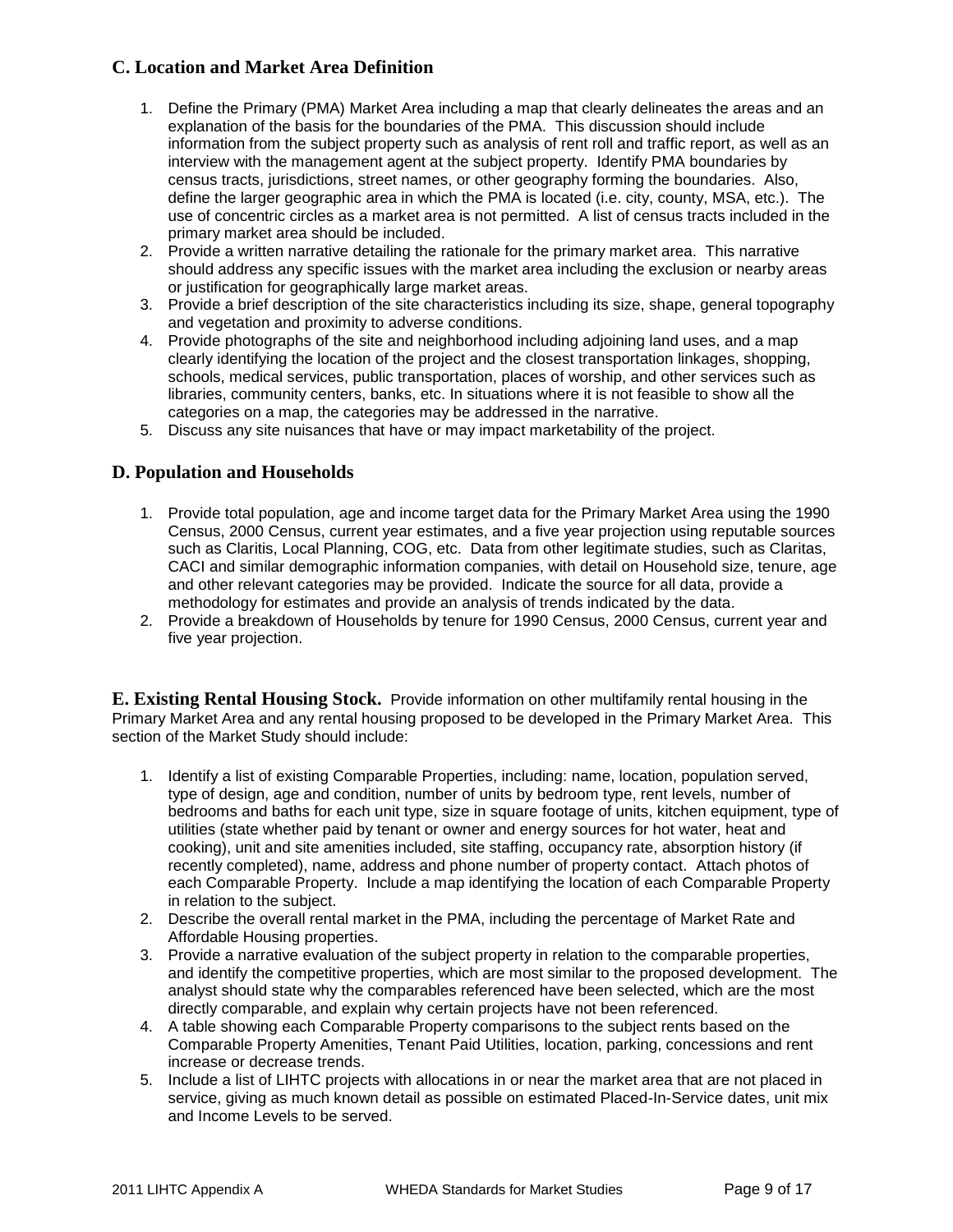## C. Location and Market Area Definition

1. Define the Primary (PMA) Market Area including a map that clearly delineates the areas and an explanation of the basis for the boundaries of the PMA. This discussion should include information from the subject property such as analysis of rent roll and traffic report, as well as an interview with the management agent at the subject property. Identify PMA boundaries by census tracts, jurisdictions, street names, or other geography forming the boundaries. Also, define the larger geographic area in which the PMA is located (i.e. city, county, MSA, etc.). The use of concentric circles as a market area is not permitted. A list of census tracts included in the primary market area should be included.
2. Provide a written narrative detailing the rationale for the primary market area. This narrative should address any specific issues with the market area including the exclusion or nearby areas or justification for geographically large market areas.
3. Provide a brief description of the site characteristics including its size, shape, general topography and vegetation and proximity to adverse conditions.
4. Provide photographs of the site and neighborhood including adjoining land uses, and a map clearly identifying the location of the project and the closest transportation linkages, shopping, schools, medical services, public transportation, places of worship, and other services such as libraries, community centers, banks, etc. In situations where it is not feasible to show all the categories on a map, the categories may be addressed in the narrative.
5. Discuss any site nuisances that have or may impact marketability of the project.

## D. Population and Households

1. Provide total population, age and income target data for the Primary Market Area using the 1990 Census, 2000 Census, current year estimates, and a five year projection using reputable sources such as Claritis, Local Planning, COG, etc. Data from other legitimate studies, such as Claritas, CACI and similar demographic information companies, with detail on Household size, tenure, age and other relevant categories may be provided. Indicate the source for all data, provide a methodology for estimates and provide an analysis of trends indicated by the data.
2. Provide a breakdown of Households by tenure for 1990 Census, 2000 Census, current year and five year projection.

**E. Existing Rental Housing Stock.** Provide information on other multifamily rental housing in the Primary Market Area and any rental housing proposed to be developed in the Primary Market Area. This section of the Market Study should include:

1. Identify a list of existing Comparable Properties, including: name, location, population served, type of design, age and condition, number of units by bedroom type, rent levels, number of bedrooms and baths for each unit type, size in square footage of units, kitchen equipment, type of utilities (state whether paid by tenant or owner and energy sources for hot water, heat and cooking), unit and site amenities included, site staffing, occupancy rate, absorption history (if recently completed), name, address and phone number of property contact. Attach photos of each Comparable Property. Include a map identifying the location of each Comparable Property in relation to the subject.
2. Describe the overall rental market in the PMA, including the percentage of Market Rate and Affordable Housing properties.
3. Provide a narrative evaluation of the subject property in relation to the comparable properties, and identify the competitive properties, which are most similar to the proposed development. The analyst should state why the comparables referenced have been selected, which are the most directly comparable, and explain why certain projects have not been referenced.
4. A table showing each Comparable Property comparisons to the subject rents based on the Comparable Property Amenities, Tenant Paid Utilities, location, parking, concessions and rent increase or decrease trends.
5. Include a list of LIHTC projects with allocations in or near the market area that are not placed in service, giving as much known detail as possible on estimated Placed-In-Service dates, unit mix and Income Levels to be served.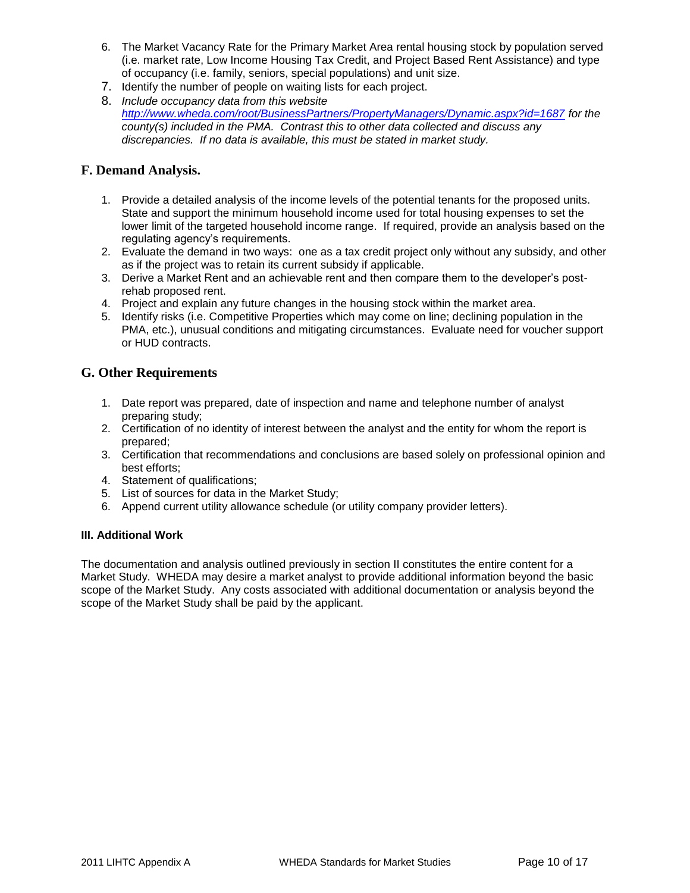6. The Market Vacancy Rate for the Primary Market Area rental housing stock by population served (i.e. market rate, Low Income Housing Tax Credit, and Project Based Rent Assistance) and type of occupancy (i.e. family, seniors, special populations) and unit size.
7. Identify the number of people on waiting lists for each project.
8. *Include occupancy data from this website [http://www.wheda.com/root/BusinessPartners/PropertyManagers/Dynamic.aspx?id=1687](http://www.wheda.com/root/BusinessPartners/PropertyManagers/Dynamic.aspx?id=1687) for the county(s) included in the PMA. Contrast this to other data collected and discuss any discrepancies. If no data is available, this must be stated in market study.*

## F. Demand Analysis.

1. Provide a detailed analysis of the income levels of the potential tenants for the proposed units. State and support the minimum household income used for total housing expenses to set the lower limit of the targeted household income range. If required, provide an analysis based on the regulating agency's requirements.
2. Evaluate the demand in two ways: one as a tax credit project only without any subsidy, and other as if the project was to retain its current subsidy if applicable.
3. Derive a Market Rent and an achievable rent and then compare them to the developer's post-rehab proposed rent.
4. Project and explain any future changes in the housing stock within the market area.
5. Identify risks (i.e. Competitive Properties which may come on line; declining population in the PMA, etc.), unusual conditions and mitigating circumstances. Evaluate need for voucher support or HUD contracts.

## G. Other Requirements

1. Date report was prepared, date of inspection and name and telephone number of analyst preparing study;
2. Certification of no identity of interest between the analyst and the entity for whom the report is prepared;
3. Certification that recommendations and conclusions are based solely on professional opinion and best efforts;
4. Statement of qualifications;
5. List of sources for data in the Market Study;
6. Append current utility allowance schedule (or utility company provider letters).

### III. Additional Work

The documentation and analysis outlined previously in section II constitutes the entire content for a Market Study. WHEDA may desire a market analyst to provide additional information beyond the basic scope of the Market Study. Any costs associated with additional documentation or analysis beyond the scope of the Market Study shall be paid by the applicant.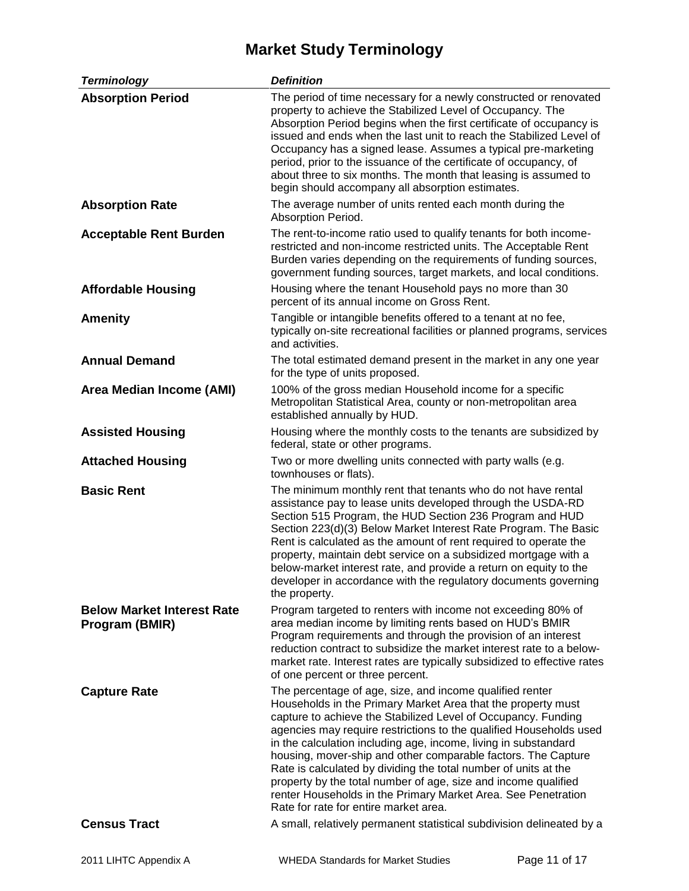# Market Study Terminology

| *Terminology* | *Definition* |
|---|---|
| **Absorption Period** | The period of time necessary for a newly constructed or renovated property to achieve the Stabilized Level of Occupancy. The Absorption Period begins when the first certificate of occupancy is issued and ends when the last unit to reach the Stabilized Level of Occupancy has a signed lease. Assumes a typical pre-marketing period, prior to the issuance of the certificate of occupancy, of about three to six months. The month that leasing is assumed to begin should accompany all absorption estimates. |
| **Absorption Rate** | The average number of units rented each month during the Absorption Period. |
| **Acceptable Rent Burden** | The rent-to-income ratio used to qualify tenants for both income-restricted and non-income restricted units. The Acceptable Rent Burden varies depending on the requirements of funding sources, government funding sources, target markets, and local conditions. |
| **Affordable Housing** | Housing where the tenant Household pays no more than 30 percent of its annual income on Gross Rent. |
| **Amenity** | Tangible or intangible benefits offered to a tenant at no fee, typically on-site recreational facilities or planned programs, services and activities. |
| **Annual Demand** | The total estimated demand present in the market in any one year for the type of units proposed. |
| **Area Median Income (AMI)** | 100% of the gross median Household income for a specific Metropolitan Statistical Area, county or non-metropolitan area established annually by HUD. |
| **Assisted Housing** | Housing where the monthly costs to the tenants are subsidized by federal, state or other programs. |
| **Attached Housing** | Two or more dwelling units connected with party walls (e.g. townhouses or flats). |
| **Basic Rent** | The minimum monthly rent that tenants who do not have rental assistance pay to lease units developed through the USDA-RD Section 515 Program, the HUD Section 236 Program and HUD Section 223(d)(3) Below Market Interest Rate Program. The Basic Rent is calculated as the amount of rent required to operate the property, maintain debt service on a subsidized mortgage with a below-market interest rate, and provide a return on equity to the developer in accordance with the regulatory documents governing the property. |
| **Below Market Interest Rate Program (BMIR)** | Program targeted to renters with income not exceeding 80% of area median income by limiting rents based on HUD's BMIR Program requirements and through the provision of an interest reduction contract to subsidize the market interest rate to a below-market rate. Interest rates are typically subsidized to effective rates of one percent or three percent. |
| **Capture Rate** | The percentage of age, size, and income qualified renter Households in the Primary Market Area that the property must capture to achieve the Stabilized Level of Occupancy. Funding agencies may require restrictions to the qualified Households used in the calculation including age, income, living in substandard housing, mover-ship and other comparable factors. The Capture Rate is calculated by dividing the total number of units at the property by the total number of age, size and income qualified renter Households in the Primary Market Area. See Penetration Rate for rate for entire market area. |
| **Census Tract** | A small, relatively permanent statistical subdivision delineated by a |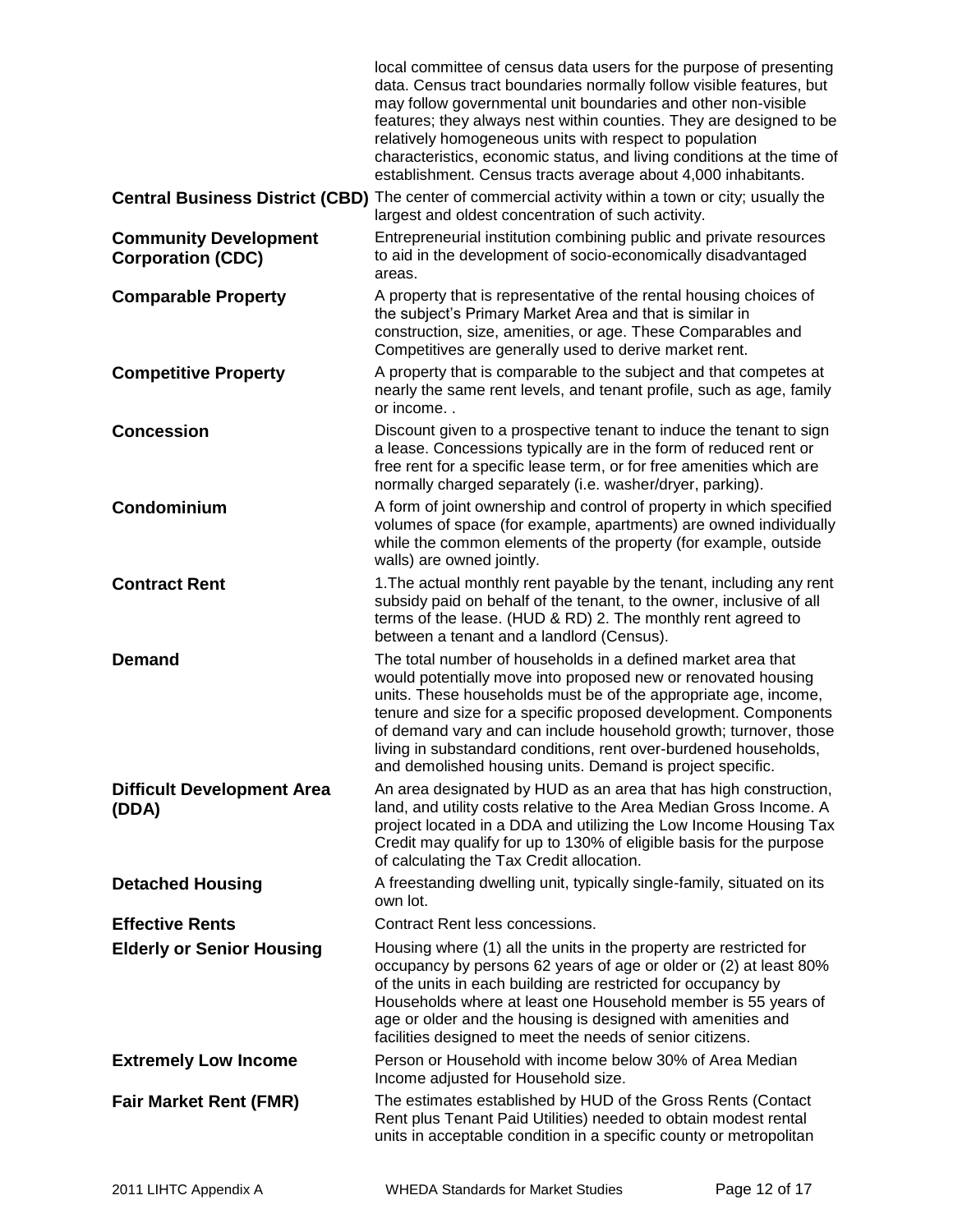local committee of census data users for the purpose of presenting data. Census tract boundaries normally follow visible features, but may follow governmental unit boundaries and other non-visible features; they always nest within counties. They are designed to be relatively homogeneous units with respect to population characteristics, economic status, and living conditions at the time of establishment. Census tracts average about 4,000 inhabitants.

**Central Business District (CBD)** The center of commercial activity within a town or city; usually the largest and oldest concentration of such activity.

**Community Development Corporation (CDC)** Entrepreneurial institution combining public and private resources to aid in the development of socio-economically disadvantaged areas.

**Comparable Property** A property that is representative of the rental housing choices of the subject's Primary Market Area and that is similar in construction, size, amenities, or age. These Comparables and Competitives are generally used to derive market rent.

**Competitive Property** A property that is comparable to the subject and that competes at nearly the same rent levels, and tenant profile, such as age, family or income. .

**Concession** Discount given to a prospective tenant to induce the tenant to sign a lease. Concessions typically are in the form of reduced rent or free rent for a specific lease term, or for free amenities which are normally charged separately (i.e. washer/dryer, parking).

**Condominium** A form of joint ownership and control of property in which specified volumes of space (for example, apartments) are owned individually while the common elements of the property (for example, outside walls) are owned jointly.

**Contract Rent** 1.The actual monthly rent payable by the tenant, including any rent subsidy paid on behalf of the tenant, to the owner, inclusive of all terms of the lease. (HUD & RD) 2. The monthly rent agreed to between a tenant and a landlord (Census).

**Demand** The total number of households in a defined market area that would potentially move into proposed new or renovated housing units. These households must be of the appropriate age, income, tenure and size for a specific proposed development. Components of demand vary and can include household growth; turnover, those living in substandard conditions, rent over-burdened households, and demolished housing units. Demand is project specific.

**Difficult Development Area (DDA)** An area designated by HUD as an area that has high construction, land, and utility costs relative to the Area Median Gross Income. A project located in a DDA and utilizing the Low Income Housing Tax Credit may qualify for up to 130% of eligible basis for the purpose of calculating the Tax Credit allocation.

**Detached Housing** A freestanding dwelling unit, typically single-family, situated on its own lot.

**Effective Rents** Contract Rent less concessions.

**Elderly or Senior Housing** Housing where (1) all the units in the property are restricted for occupancy by persons 62 years of age or older or (2) at least 80% of the units in each building are restricted for occupancy by Households where at least one Household member is 55 years of age or older and the housing is designed with amenities and facilities designed to meet the needs of senior citizens.

**Extremely Low Income** Person or Household with income below 30% of Area Median Income adjusted for Household size.

**Fair Market Rent (FMR)** The estimates established by HUD of the Gross Rents (Contact Rent plus Tenant Paid Utilities) needed to obtain modest rental units in acceptable condition in a specific county or metropolitan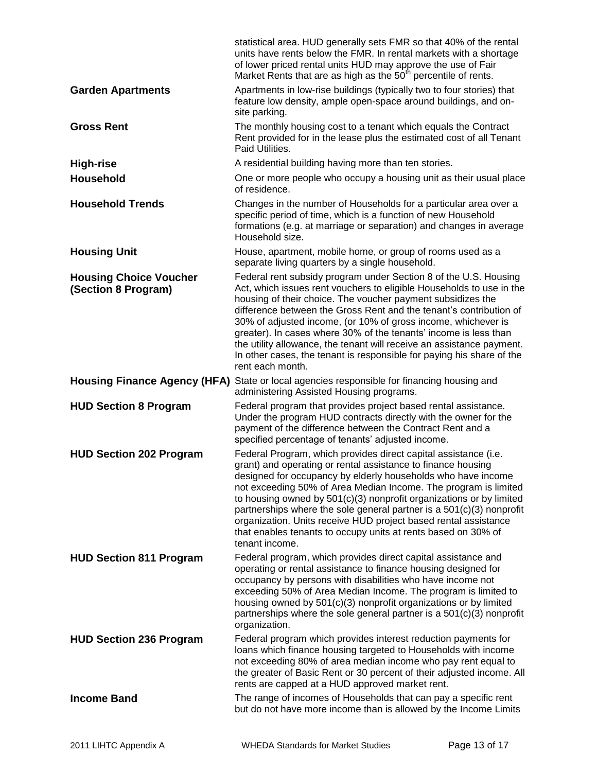statistical area. HUD generally sets FMR so that 40% of the rental units have rents below the FMR. In rental markets with a shortage of lower priced rental units HUD may approve the use of Fair Market Rents that are as high as the 50th percentile of rents.

**Garden Apartments** Apartments in low-rise buildings (typically two to four stories) that feature low density, ample open-space around buildings, and on-site parking.

**Gross Rent** The monthly housing cost to a tenant which equals the Contract Rent provided for in the lease plus the estimated cost of all Tenant Paid Utilities.

**High-rise** A residential building having more than ten stories.

**Household** One or more people who occupy a housing unit as their usual place of residence.

**Household Trends** Changes in the number of Households for a particular area over a specific period of time, which is a function of new Household formations (e.g. at marriage or separation) and changes in average Household size.

**Housing Unit** House, apartment, mobile home, or group of rooms used as a separate living quarters by a single household.

**Housing Choice Voucher (Section 8 Program)** Federal rent subsidy program under Section 8 of the U.S. Housing Act, which issues rent vouchers to eligible Households to use in the housing of their choice. The voucher payment subsidizes the difference between the Gross Rent and the tenant's contribution of 30% of adjusted income, (or 10% of gross income, whichever is greater). In cases where 30% of the tenants' income is less than the utility allowance, the tenant will receive an assistance payment. In other cases, the tenant is responsible for paying his share of the rent each month.

**Housing Finance Agency (HFA)** State or local agencies responsible for financing housing and administering Assisted Housing programs.

**HUD Section 8 Program** Federal program that provides project based rental assistance. Under the program HUD contracts directly with the owner for the payment of the difference between the Contract Rent and a specified percentage of tenants' adjusted income.

**HUD Section 202 Program** Federal Program, which provides direct capital assistance (i.e. grant) and operating or rental assistance to finance housing designed for occupancy by elderly households who have income not exceeding 50% of Area Median Income. The program is limited to housing owned by 501(c)(3) nonprofit organizations or by limited partnerships where the sole general partner is a 501(c)(3) nonprofit organization. Units receive HUD project based rental assistance that enables tenants to occupy units at rents based on 30% of tenant income.

**HUD Section 811 Program** Federal program, which provides direct capital assistance and operating or rental assistance to finance housing designed for occupancy by persons with disabilities who have income not exceeding 50% of Area Median Income. The program is limited to housing owned by 501(c)(3) nonprofit organizations or by limited partnerships where the sole general partner is a 501(c)(3) nonprofit organization.

**HUD Section 236 Program** Federal program which provides interest reduction payments for loans which finance housing targeted to Households with income not exceeding 80% of area median income who pay rent equal to the greater of Basic Rent or 30 percent of their adjusted income. All rents are capped at a HUD approved market rent.

**Income Band** The range of incomes of Households that can pay a specific rent but do not have more income than is allowed by the Income Limits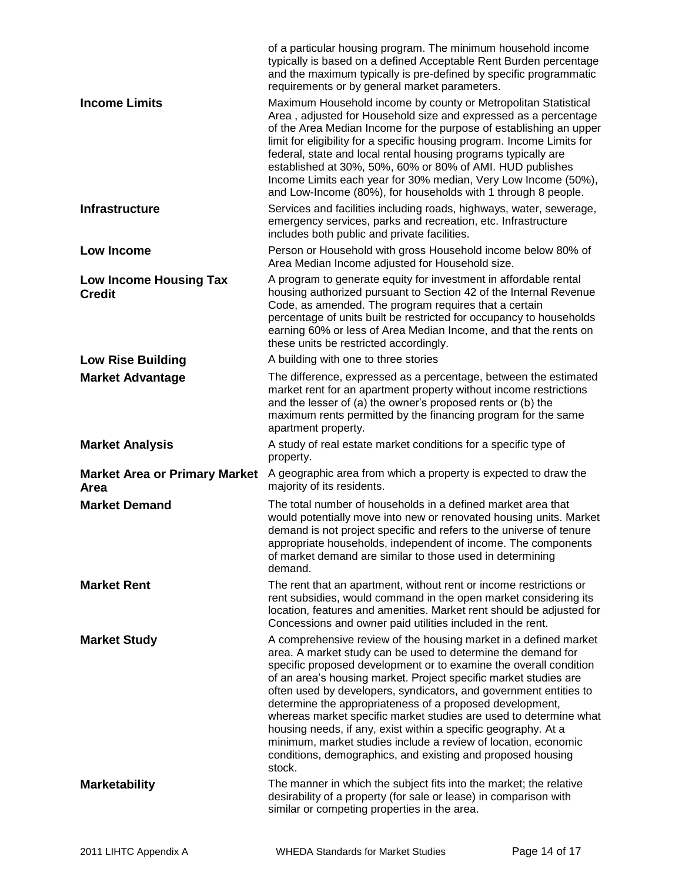of a particular housing program. The minimum household income typically is based on a defined Acceptable Rent Burden percentage and the maximum typically is pre-defined by specific programmatic requirements or by general market parameters.

| | |
|---|---|
| **Income Limits** | Maximum Household income by county or Metropolitan Statistical Area , adjusted for Household size and expressed as a percentage of the Area Median Income for the purpose of establishing an upper limit for eligibility for a specific housing program. Income Limits for federal, state and local rental housing programs typically are established at 30%, 50%, 60% or 80% of AMI. HUD publishes Income Limits each year for 30% median, Very Low Income (50%), and Low-Income (80%), for households with 1 through 8 people. |
| **Infrastructure** | Services and facilities including roads, highways, water, sewerage, emergency services, parks and recreation, etc. Infrastructure includes both public and private facilities. |
| **Low Income** | Person or Household with gross Household income below 80% of Area Median Income adjusted for Household size. |
| **Low Income Housing Tax Credit** | A program to generate equity for investment in affordable rental housing authorized pursuant to Section 42 of the Internal Revenue Code, as amended. The program requires that a certain percentage of units built be restricted for occupancy to households earning 60% or less of Area Median Income, and that the rents on these units be restricted accordingly. |
| **Low Rise Building** | A building with one to three stories |
| **Market Advantage** | The difference, expressed as a percentage, between the estimated market rent for an apartment property without income restrictions and the lesser of (a) the owner's proposed rents or (b) the maximum rents permitted by the financing program for the same apartment property. |
| **Market Analysis** | A study of real estate market conditions for a specific type of property. |
| **Market Area or Primary Market Area** | A geographic area from which a property is expected to draw the majority of its residents. |
| **Market Demand** | The total number of households in a defined market area that would potentially move into new or renovated housing units. Market demand is not project specific and refers to the universe of tenure appropriate households, independent of income. The components of market demand are similar to those used in determining demand. |
| **Market Rent** | The rent that an apartment, without rent or income restrictions or rent subsidies, would command in the open market considering its location, features and amenities. Market rent should be adjusted for Concessions and owner paid utilities included in the rent. |
| **Market Study** | A comprehensive review of the housing market in a defined market area. A market study can be used to determine the demand for specific proposed development or to examine the overall condition of an area's housing market. Project specific market studies are often used by developers, syndicators, and government entities to determine the appropriateness of a proposed development, whereas market specific market studies are used to determine what housing needs, if any, exist within a specific geography. At a minimum, market studies include a review of location, economic conditions, demographics, and existing and proposed housing stock. |
| **Marketability** | The manner in which the subject fits into the market; the relative desirability of a property (for sale or lease) in comparison with similar or competing properties in the area. |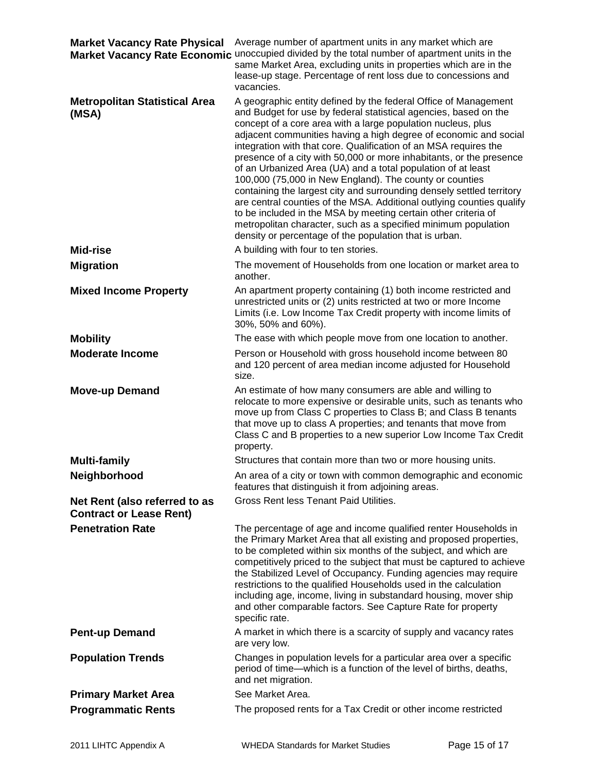| | |
|---|---|
| **Market Vacancy Rate Physical** | Average number of apartment units in any market which are unoccupied divided by the total number of apartment units in the same Market Area, excluding units in properties which are in the lease-up stage. |
| **Market Vacancy Rate Economic** | Percentage of rent loss due to concessions and vacancies. |
| **Metropolitan Statistical Area (MSA)** | A geographic entity defined by the federal Office of Management and Budget for use by federal statistical agencies, based on the concept of a core area with a large population nucleus, plus adjacent communities having a high degree of economic and social integration with that core. Qualification of an MSA requires the presence of a city with 50,000 or more inhabitants, or the presence of an Urbanized Area (UA) and a total population of at least 100,000 (75,000 in New England). The county or counties containing the largest city and surrounding densely settled territory are central counties of the MSA. Additional outlying counties qualify to be included in the MSA by meeting certain other criteria of metropolitan character, such as a specified minimum population density or percentage of the population that is urban. |
| **Mid-rise** | A building with four to ten stories. |
| **Migration** | The movement of Households from one location or market area to another. |
| **Mixed Income Property** | An apartment property containing (1) both income restricted and unrestricted units or (2) units restricted at two or more Income Limits (i.e. Low Income Tax Credit property with income limits of 30%, 50% and 60%). |
| **Mobility** | The ease with which people move from one location to another. |
| **Moderate Income** | Person or Household with gross household income between 80 and 120 percent of area median income adjusted for Household size. |
| **Move-up Demand** | An estimate of how many consumers are able and willing to relocate to more expensive or desirable units, such as tenants who move up from Class C properties to Class B; and Class B tenants that move up to class A properties; and tenants that move from Class C and B properties to a new superior Low Income Tax Credit property. |
| **Multi-family** | Structures that contain more than two or more housing units. |
| **Neighborhood** | An area of a city or town with common demographic and economic features that distinguish it from adjoining areas. |
| **Net Rent (also referred to as Contract or Lease Rent)** | Gross Rent less Tenant Paid Utilities. |
| **Penetration Rate** | The percentage of age and income qualified renter Households in the Primary Market Area that all existing and proposed properties, to be completed within six months of the subject, and which are competitively priced to the subject that must be captured to achieve the Stabilized Level of Occupancy. Funding agencies may require restrictions to the qualified Households used in the calculation including age, income, living in substandard housing, mover ship and other comparable factors. See Capture Rate for property specific rate. |
| **Pent-up Demand** | A market in which there is a scarcity of supply and vacancy rates are very low. |
| **Population Trends** | Changes in population levels for a particular area over a specific period of time—which is a function of the level of births, deaths, and net migration. |
| **Primary Market Area** | See Market Area. |
| **Programmatic Rents** | The proposed rents for a Tax Credit or other income restricted |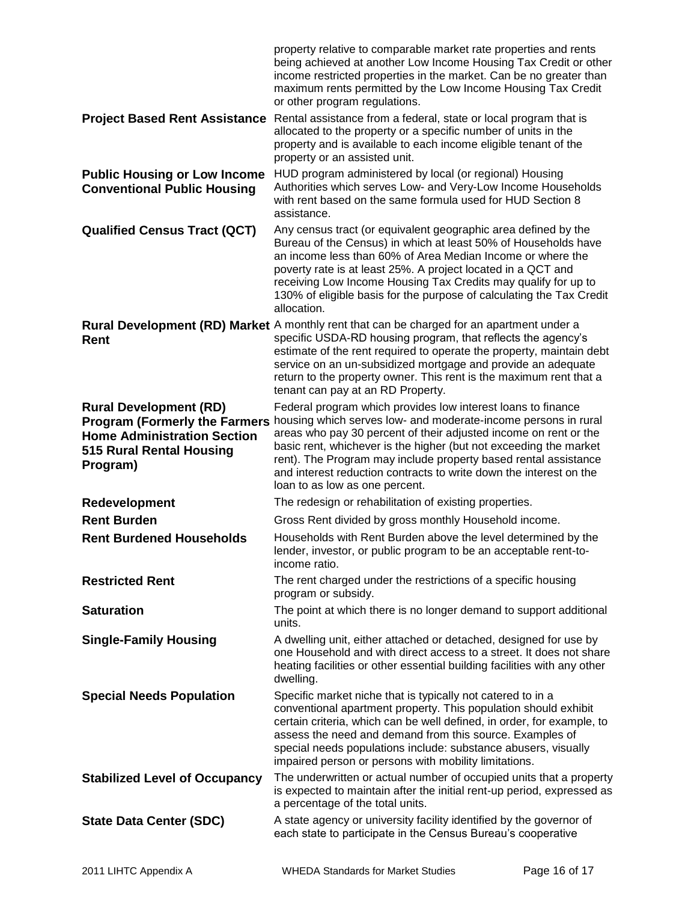| | |
|---|---|
| | property relative to comparable market rate properties and rents being achieved at another Low Income Housing Tax Credit or other income restricted properties in the market. Can be no greater than maximum rents permitted by the Low Income Housing Tax Credit or other program regulations. |
| **Project Based Rent Assistance** | Rental assistance from a federal, state or local program that is allocated to the property or a specific number of units in the property and is available to each income eligible tenant of the property or an assisted unit. |
| **Public Housing or Low Income Conventional Public Housing** | HUD program administered by local (or regional) Housing Authorities which serves Low- and Very-Low Income Households with rent based on the same formula used for HUD Section 8 assistance. |
| **Qualified Census Tract (QCT)** | Any census tract (or equivalent geographic area defined by the Bureau of the Census) in which at least 50% of Households have an income less than 60% of Area Median Income or where the poverty rate is at least 25%. A project located in a QCT and receiving Low Income Housing Tax Credits may qualify for up to 130% of eligible basis for the purpose of calculating the Tax Credit allocation. |
| **Rural Development (RD) Market Rent** | A monthly rent that can be charged for an apartment under a specific USDA-RD housing program, that reflects the agency's estimate of the rent required to operate the property, maintain debt service on an un-subsidized mortgage and provide an adequate return to the property owner. This rent is the maximum rent that a tenant can pay at an RD Property. |
| **Rural Development (RD) Program (Formerly the Farmers Home Administration Section 515 Rural Rental Housing Program)** | Federal program which provides low interest loans to finance housing which serves low- and moderate-income persons in rural areas who pay 30 percent of their adjusted income on rent or the basic rent, whichever is the higher (but not exceeding the market rent). The Program may include property based rental assistance and interest reduction contracts to write down the interest on the loan to as low as one percent. |
| **Redevelopment** | The redesign or rehabilitation of existing properties. |
| **Rent Burden** | Gross Rent divided by gross monthly Household income. |
| **Rent Burdened Households** | Households with Rent Burden above the level determined by the lender, investor, or public program to be an acceptable rent-to-income ratio. |
| **Restricted Rent** | The rent charged under the restrictions of a specific housing program or subsidy. |
| **Saturation** | The point at which there is no longer demand to support additional units. |
| **Single-Family Housing** | A dwelling unit, either attached or detached, designed for use by one Household and with direct access to a street. It does not share heating facilities or other essential building facilities with any other dwelling. |
| **Special Needs Population** | Specific market niche that is typically not catered to in a conventional apartment property. This population should exhibit certain criteria, which can be well defined, in order, for example, to assess the need and demand from this source. Examples of special needs populations include: substance abusers, visually impaired person or persons with mobility limitations. |
| **Stabilized Level of Occupancy** | The underwritten or actual number of occupied units that a property is expected to maintain after the initial rent-up period, expressed as a percentage of the total units. |
| **State Data Center (SDC)** | A state agency or university facility identified by the governor of each state to participate in the Census Bureau's cooperative |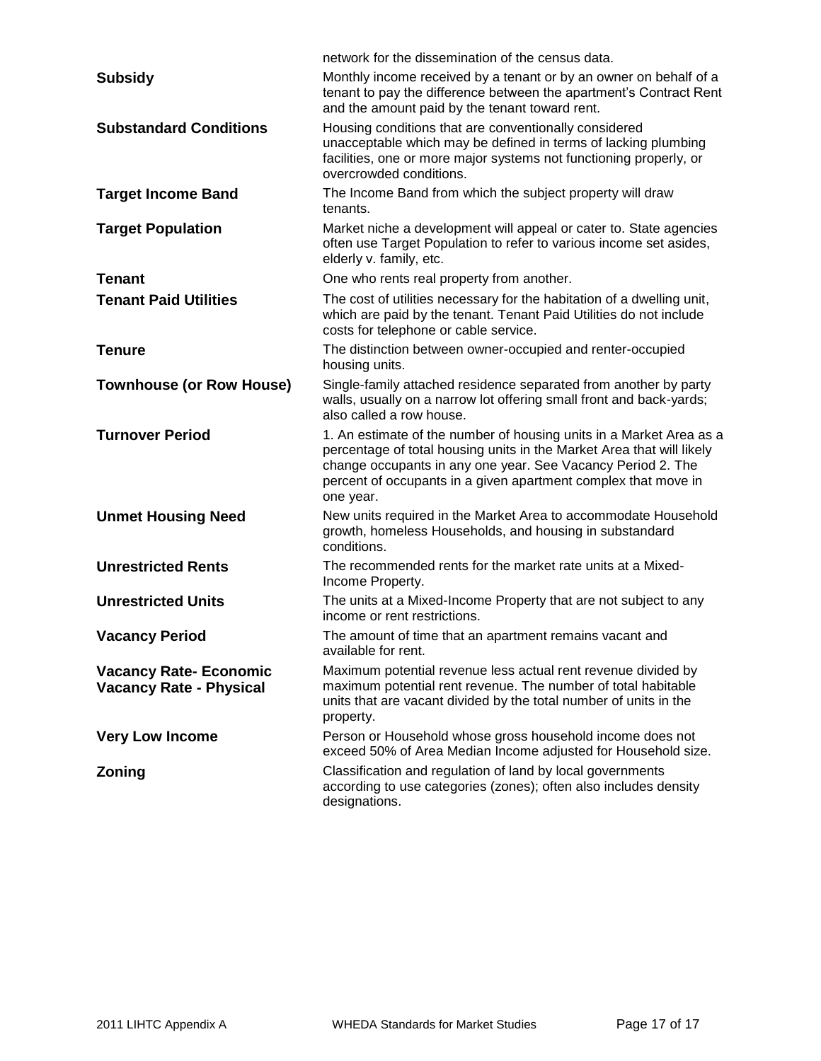network for the dissemination of the census data.

**Subsidy**
Monthly income received by a tenant or by an owner on behalf of a tenant to pay the difference between the apartment's Contract Rent and the amount paid by the tenant toward rent.

**Substandard Conditions**
Housing conditions that are conventionally considered unacceptable which may be defined in terms of lacking plumbing facilities, one or more major systems not functioning properly, or overcrowded conditions.

**Target Income Band**
The Income Band from which the subject property will draw tenants.

**Target Population**
Market niche a development will appeal or cater to. State agencies often use Target Population to refer to various income set asides, elderly v. family, etc.

**Tenant**
One who rents real property from another.

**Tenant Paid Utilities**
The cost of utilities necessary for the habitation of a dwelling unit, which are paid by the tenant. Tenant Paid Utilities do not include costs for telephone or cable service.

**Tenure**
The distinction between owner-occupied and renter-occupied housing units.

**Townhouse (or Row House)**
Single-family attached residence separated from another by party walls, usually on a narrow lot offering small front and back-yards; also called a row house.

**Turnover Period**
1. An estimate of the number of housing units in a Market Area as a percentage of total housing units in the Market Area that will likely change occupants in any one year. See Vacancy Period 2. The percent of occupants in a given apartment complex that move in one year.

**Unmet Housing Need**
New units required in the Market Area to accommodate Household growth, homeless Households, and housing in substandard conditions.

**Unrestricted Rents**
The recommended rents for the market rate units at a Mixed-Income Property.

**Unrestricted Units**
The units at a Mixed-Income Property that are not subject to any income or rent restrictions.

**Vacancy Period**
The amount of time that an apartment remains vacant and available for rent.

**Vacancy Rate- Economic**
**Vacancy Rate - Physical**
Maximum potential revenue less actual rent revenue divided by maximum potential rent revenue. The number of total habitable units that are vacant divided by the total number of units in the property.

**Very Low Income**
Person or Household whose gross household income does not exceed 50% of Area Median Income adjusted for Household size.

**Zoning**
Classification and regulation of land by local governments according to use categories (zones); often also includes density designations.